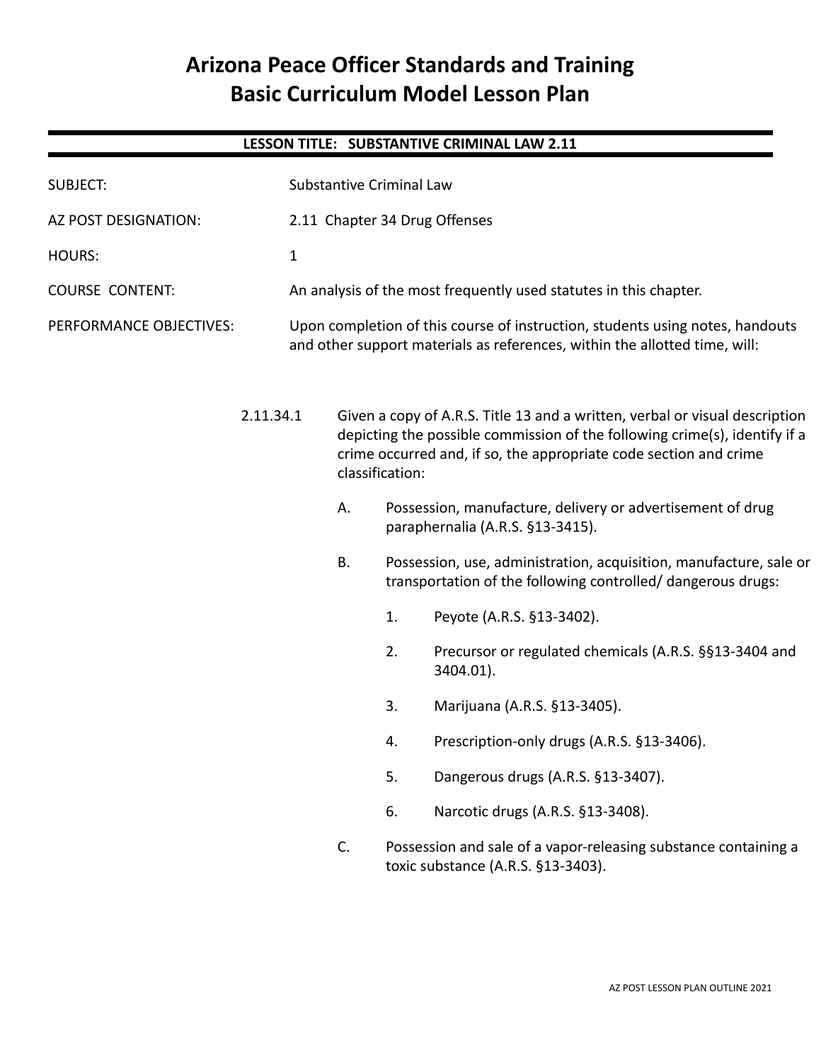# Arizona Peace Officer Standards and Training Basic Curriculum Model Lesson Plan

**LESSON TITLE: SUBSTANTIVE CRIMINAL LAW 2.11**

SUBJECT: Substantive Criminal Law

AZ POST DESIGNATION: 2.11 Chapter 34 Drug Offenses

HOURS: 1

COURSE CONTENT: An analysis of the most frequently used statutes in this chapter.

PERFORMANCE OBJECTIVES: Upon completion of this course of instruction, students using notes, handouts and other support materials as references, within the allotted time, will:

2.11.34.1 Given a copy of A.R.S. Title 13 and a written, verbal or visual description depicting the possible commission of the following crime(s), identify if a crime occurred and, if so, the appropriate code section and crime classification:

A. Possession, manufacture, delivery or advertisement of drug paraphernalia (A.R.S. §13-3415).

B. Possession, use, administration, acquisition, manufacture, sale or transportation of the following controlled/ dangerous drugs:

1. Peyote (A.R.S. §13-3402).
2. Precursor or regulated chemicals (A.R.S. §§13-3404 and 3404.01).
3. Marijuana (A.R.S. §13-3405).
4. Prescription-only drugs (A.R.S. §13-3406).
5. Dangerous drugs (A.R.S. §13-3407).
6. Narcotic drugs (A.R.S. §13-3408).

C. Possession and sale of a vapor-releasing substance containing a toxic substance (A.R.S. §13-3403).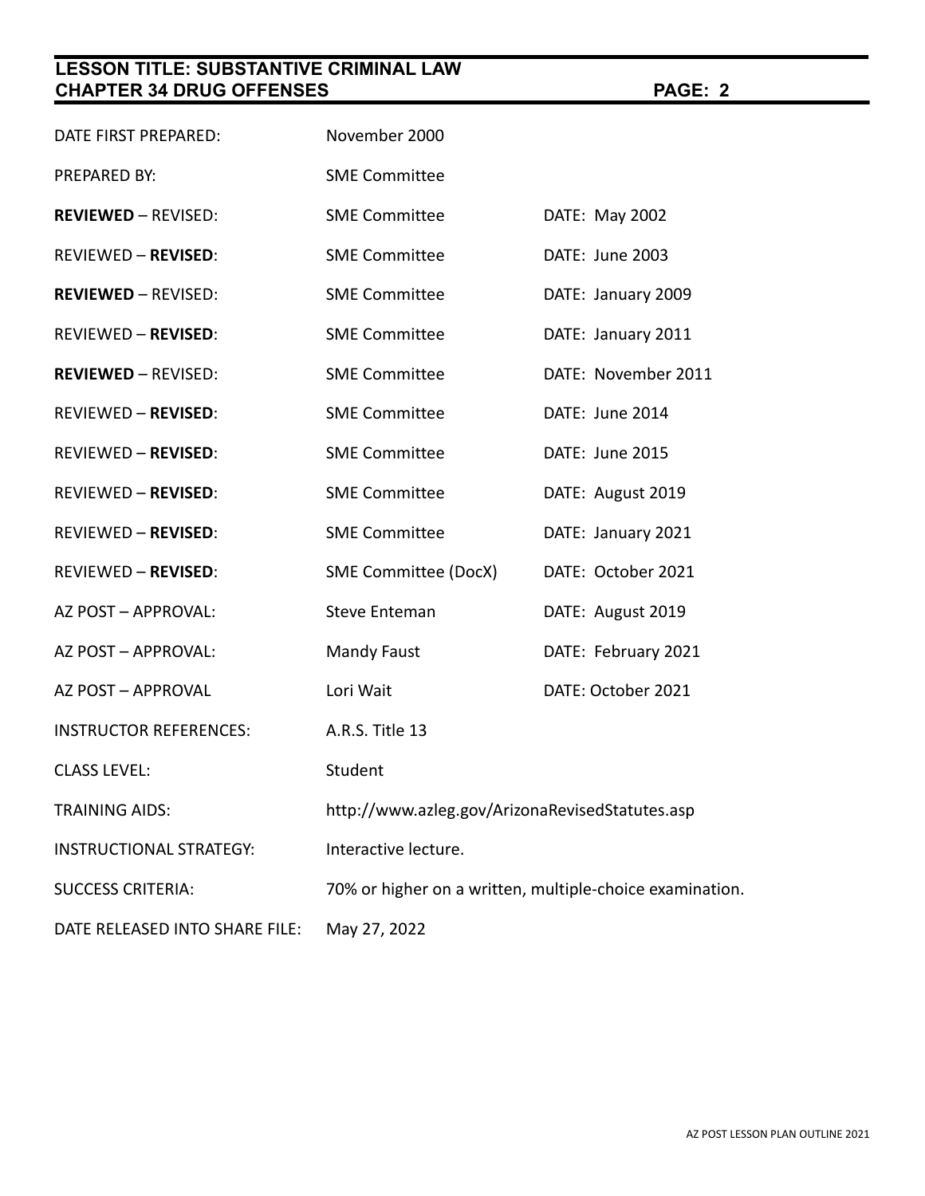| | | |
|---|---|---|
| DATE FIRST PREPARED: | November 2000 | |
| PREPARED BY: | SME Committee | |
| **REVIEWED** – REVISED: | SME Committee | DATE: May 2002 |
| REVIEWED – **REVISED**: | SME Committee | DATE: June 2003 |
| **REVIEWED** – REVISED: | SME Committee | DATE: January 2009 |
| REVIEWED – **REVISED**: | SME Committee | DATE: January 2011 |
| **REVIEWED** – REVISED: | SME Committee | DATE: November 2011 |
| REVIEWED – **REVISED**: | SME Committee | DATE: June 2014 |
| REVIEWED – **REVISED**: | SME Committee | DATE: June 2015 |
| REVIEWED – **REVISED**: | SME Committee | DATE: August 2019 |
| REVIEWED – **REVISED**: | SME Committee | DATE: January 2021 |
| REVIEWED – **REVISED**: | SME Committee (DocX) | DATE: October 2021 |
| AZ POST – APPROVAL: | Steve Enteman | DATE: August 2019 |
| AZ POST – APPROVAL: | Mandy Faust | DATE: February 2021 |
| AZ POST – APPROVAL | Lori Wait | DATE: October 2021 |
| INSTRUCTOR REFERENCES: | A.R.S. Title 13 | |
| CLASS LEVEL: | Student | |
| TRAINING AIDS: | http://www.azleg.gov/ArizonaRevisedStatutes.asp | |
| INSTRUCTIONAL STRATEGY: | Interactive lecture. | |
| SUCCESS CRITERIA: | 70% or higher on a written, multiple-choice examination. | |
| DATE RELEASED INTO SHARE FILE: | May 27, 2022 | |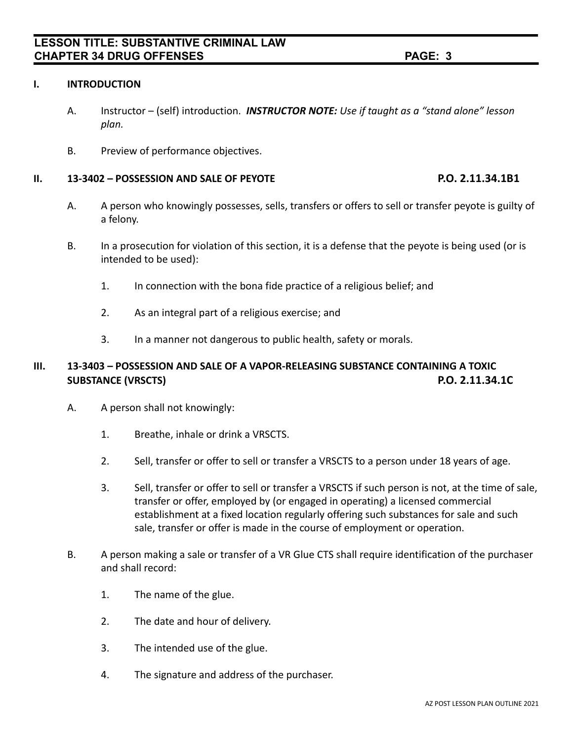## I. INTRODUCTION

A. Instructor – (self) introduction. ***INSTRUCTOR NOTE:*** *Use if taught as a "stand alone" lesson plan.*

B. Preview of performance objectives.

## II. 13-3402 – POSSESSION AND SALE OF PEYOTE — P.O. 2.11.34.1B1

A. A person who knowingly possesses, sells, transfers or offers to sell or transfer peyote is guilty of a felony.

B. In a prosecution for violation of this section, it is a defense that the peyote is being used (or is intended to be used):

1. In connection with the bona fide practice of a religious belief; and
2. As an integral part of a religious exercise; and
3. In a manner not dangerous to public health, safety or morals.

## III. 13-3403 – POSSESSION AND SALE OF A VAPOR-RELEASING SUBSTANCE CONTAINING A TOXIC SUBSTANCE (VRSCTS) — P.O. 2.11.34.1C

A. A person shall not knowingly:

1. Breathe, inhale or drink a VRSCTS.
2. Sell, transfer or offer to sell or transfer a VRSCTS to a person under 18 years of age.
3. Sell, transfer or offer to sell or transfer a VRSCTS if such person is not, at the time of sale, transfer or offer, employed by (or engaged in operating) a licensed commercial establishment at a fixed location regularly offering such substances for sale and such sale, transfer or offer is made in the course of employment or operation.

B. A person making a sale or transfer of a VR Glue CTS shall require identification of the purchaser and shall record:

1. The name of the glue.
2. The date and hour of delivery.
3. The intended use of the glue.
4. The signature and address of the purchaser.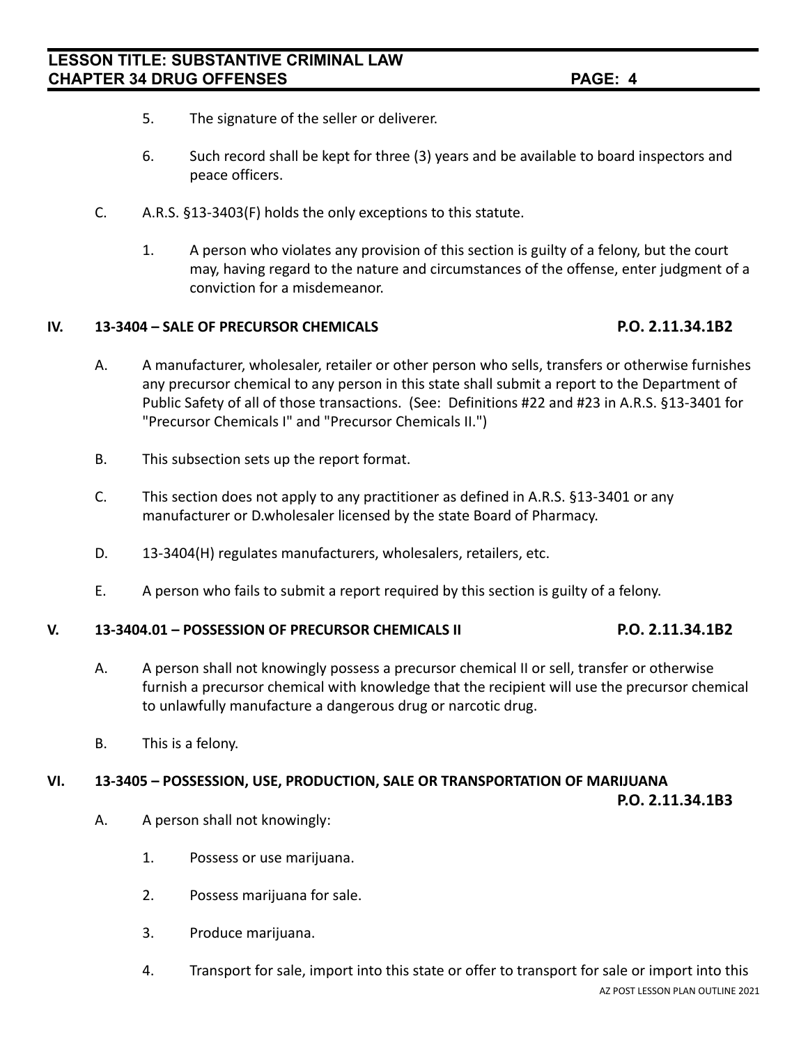5. The signature of the seller or deliverer.

6. Such record shall be kept for three (3) years and be available to board inspectors and peace officers.

C. A.R.S. §13-3403(F) holds the only exceptions to this statute.

1. A person who violates any provision of this section is guilty of a felony, but the court may, having regard to the nature and circumstances of the offense, enter judgment of a conviction for a misdemeanor.

## IV. 13-3404 – SALE OF PRECURSOR CHEMICALS — P.O. 2.11.34.1B2

A. A manufacturer, wholesaler, retailer or other person who sells, transfers or otherwise furnishes any precursor chemical to any person in this state shall submit a report to the Department of Public Safety of all of those transactions. (See: Definitions #22 and #23 in A.R.S. §13-3401 for "Precursor Chemicals I" and "Precursor Chemicals II.")

B. This subsection sets up the report format.

C. This section does not apply to any practitioner as defined in A.R.S. §13-3401 or any manufacturer or D.wholesaler licensed by the state Board of Pharmacy.

D. 13-3404(H) regulates manufacturers, wholesalers, retailers, etc.

E. A person who fails to submit a report required by this section is guilty of a felony.

## V. 13-3404.01 – POSSESSION OF PRECURSOR CHEMICALS II — P.O. 2.11.34.1B2

A. A person shall not knowingly possess a precursor chemical II or sell, transfer or otherwise furnish a precursor chemical with knowledge that the recipient will use the precursor chemical to unlawfully manufacture a dangerous drug or narcotic drug.

B. This is a felony.

## VI. 13-3405 – POSSESSION, USE, PRODUCTION, SALE OR TRANSPORTATION OF MARIJUANA — P.O. 2.11.34.1B3

A. A person shall not knowingly:

1. Possess or use marijuana.

2. Possess marijuana for sale.

3. Produce marijuana.

4. Transport for sale, import into this state or offer to transport for sale or import into this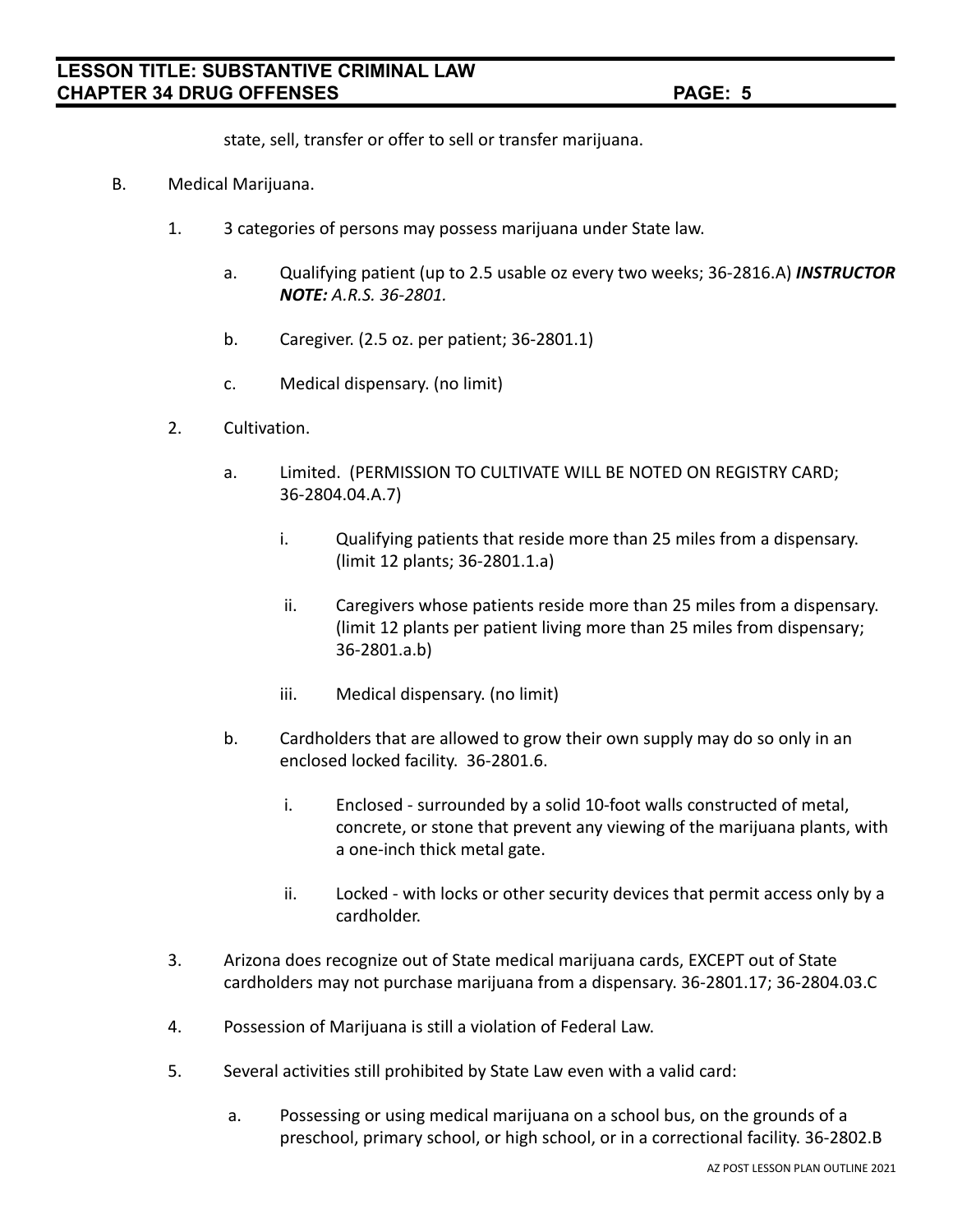state, sell, transfer or offer to sell or transfer marijuana.

B. Medical Marijuana.

1. 3 categories of persons may possess marijuana under State law.

   a. Qualifying patient (up to 2.5 usable oz every two weeks; 36-2816.A) ***INSTRUCTOR NOTE:*** *A.R.S. 36-2801.*

   b. Caregiver. (2.5 oz. per patient; 36-2801.1)

   c. Medical dispensary. (no limit)

2. Cultivation.

   a. Limited. (PERMISSION TO CULTIVATE WILL BE NOTED ON REGISTRY CARD; 36-2804.04.A.7)

      i. Qualifying patients that reside more than 25 miles from a dispensary. (limit 12 plants; 36-2801.1.a)

      ii. Caregivers whose patients reside more than 25 miles from a dispensary. (limit 12 plants per patient living more than 25 miles from dispensary; 36-2801.a.b)

      iii. Medical dispensary. (no limit)

   b. Cardholders that are allowed to grow their own supply may do so only in an enclosed locked facility. 36-2801.6.

      i. Enclosed - surrounded by a solid 10-foot walls constructed of metal, concrete, or stone that prevent any viewing of the marijuana plants, with a one-inch thick metal gate.

      ii. Locked - with locks or other security devices that permit access only by a cardholder.

3. Arizona does recognize out of State medical marijuana cards, EXCEPT out of State cardholders may not purchase marijuana from a dispensary. 36-2801.17; 36-2804.03.C

4. Possession of Marijuana is still a violation of Federal Law.

5. Several activities still prohibited by State Law even with a valid card:

   a. Possessing or using medical marijuana on a school bus, on the grounds of a preschool, primary school, or high school, or in a correctional facility. 36-2802.B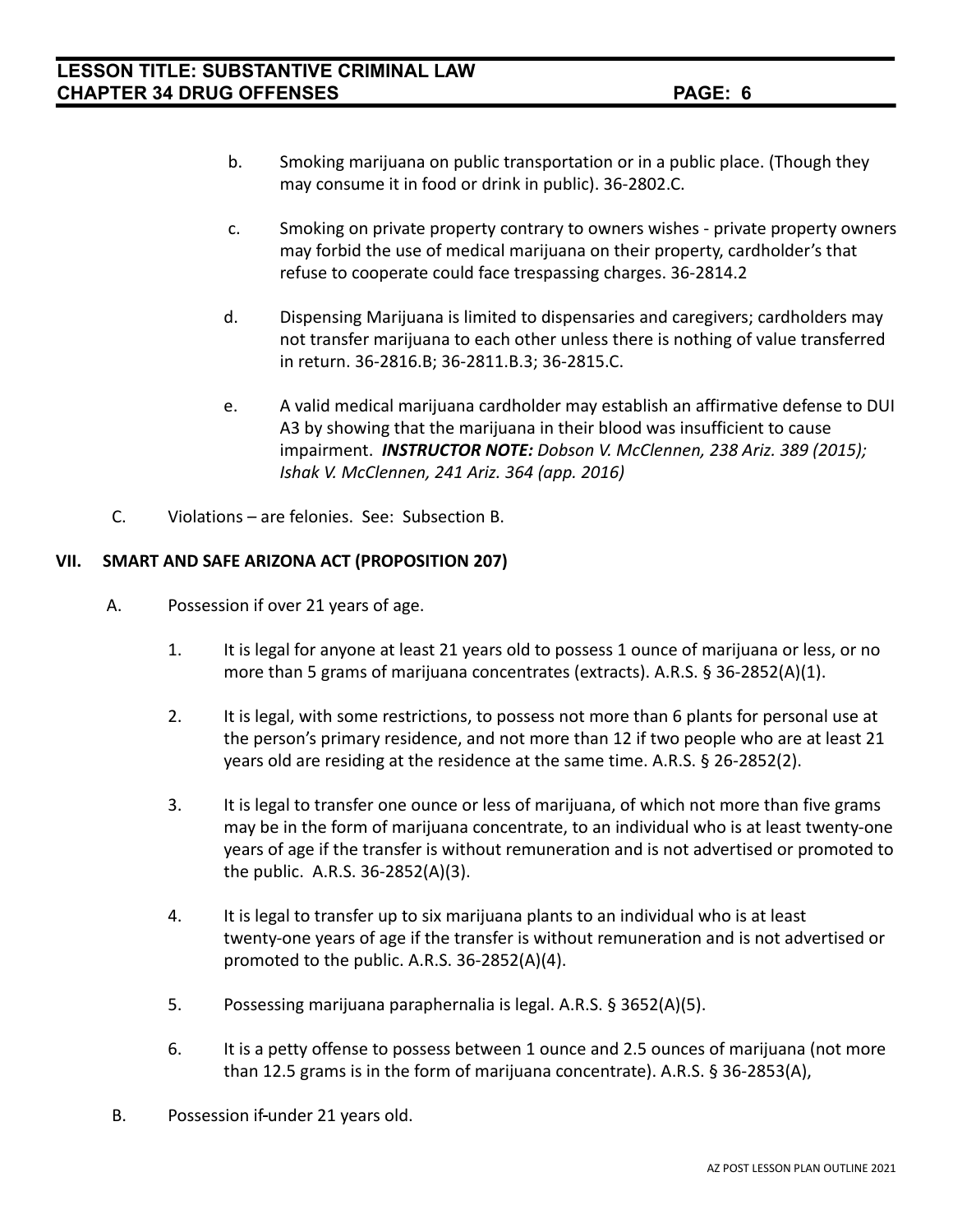b. Smoking marijuana on public transportation or in a public place. (Though they may consume it in food or drink in public). 36-2802.C.

c. Smoking on private property contrary to owners wishes - private property owners may forbid the use of medical marijuana on their property, cardholder's that refuse to cooperate could face trespassing charges. 36-2814.2

d. Dispensing Marijuana is limited to dispensaries and caregivers; cardholders may not transfer marijuana to each other unless there is nothing of value transferred in return. 36-2816.B; 36-2811.B.3; 36-2815.C.

e. A valid medical marijuana cardholder may establish an affirmative defense to DUI A3 by showing that the marijuana in their blood was insufficient to cause impairment. ***INSTRUCTOR NOTE:*** *Dobson V. McClennen, 238 Ariz. 389 (2015); Ishak V. McClennen, 241 Ariz. 364 (app. 2016)*

C. Violations – are felonies. See: Subsection B.

## VII. SMART AND SAFE ARIZONA ACT (PROPOSITION 207)

A. Possession if over 21 years of age.

1. It is legal for anyone at least 21 years old to possess 1 ounce of marijuana or less, or no more than 5 grams of marijuana concentrates (extracts). A.R.S. § 36-2852(A)(1).

2. It is legal, with some restrictions, to possess not more than 6 plants for personal use at the person's primary residence, and not more than 12 if two people who are at least 21 years old are residing at the residence at the same time. A.R.S. § 26-2852(2).

3. It is legal to transfer one ounce or less of marijuana, of which not more than five grams may be in the form of marijuana concentrate, to an individual who is at least twenty-one years of age if the transfer is without remuneration and is not advertised or promoted to the public. A.R.S. 36-2852(A)(3).

4. It is legal to transfer up to six marijuana plants to an individual who is at least twenty-one years of age if the transfer is without remuneration and is not advertised or promoted to the public. A.R.S. 36-2852(A)(4).

5. Possessing marijuana paraphernalia is legal. A.R.S. § 3652(A)(5).

6. It is a petty offense to possess between 1 ounce and 2.5 ounces of marijuana (not more than 12.5 grams is in the form of marijuana concentrate). A.R.S. § 36-2853(A),

B. Possession if under 21 years old.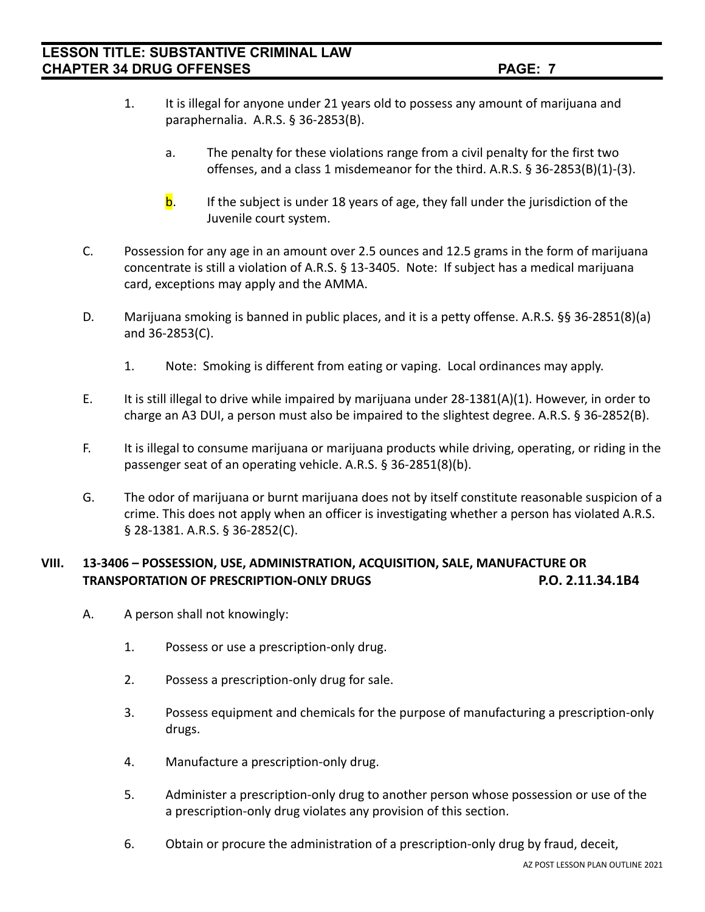1. It is illegal for anyone under 21 years old to possess any amount of marijuana and paraphernalia. A.R.S. § 36-2853(B).

    a. The penalty for these violations range from a civil penalty for the first two offenses, and a class 1 misdemeanor for the third. A.R.S. § 36-2853(B)(1)-(3).

    b. If the subject is under 18 years of age, they fall under the jurisdiction of the Juvenile court system.

C. Possession for any age in an amount over 2.5 ounces and 12.5 grams in the form of marijuana concentrate is still a violation of A.R.S. § 13-3405. Note: If subject has a medical marijuana card, exceptions may apply and the AMMA.

D. Marijuana smoking is banned in public places, and it is a petty offense. A.R.S. §§ 36-2851(8)(a) and 36-2853(C).

1. Note: Smoking is different from eating or vaping. Local ordinances may apply.

E. It is still illegal to drive while impaired by marijuana under 28-1381(A)(1). However, in order to charge an A3 DUI, a person must also be impaired to the slightest degree. A.R.S. § 36-2852(B).

F. It is illegal to consume marijuana or marijuana products while driving, operating, or riding in the passenger seat of an operating vehicle. A.R.S. § 36-2851(8)(b).

G. The odor of marijuana or burnt marijuana does not by itself constitute reasonable suspicion of a crime. This does not apply when an officer is investigating whether a person has violated A.R.S. § 28-1381. A.R.S. § 36-2852(C).

## VIII. 13-3406 – POSSESSION, USE, ADMINISTRATION, ACQUISITION, SALE, MANUFACTURE OR TRANSPORTATION OF PRESCRIPTION-ONLY DRUGS P.O. 2.11.34.1B4

A. A person shall not knowingly:

1. Possess or use a prescription-only drug.

2. Possess a prescription-only drug for sale.

3. Possess equipment and chemicals for the purpose of manufacturing a prescription-only drugs.

4. Manufacture a prescription-only drug.

5. Administer a prescription-only drug to another person whose possession or use of the a prescription-only drug violates any provision of this section.

6. Obtain or procure the administration of a prescription-only drug by fraud, deceit,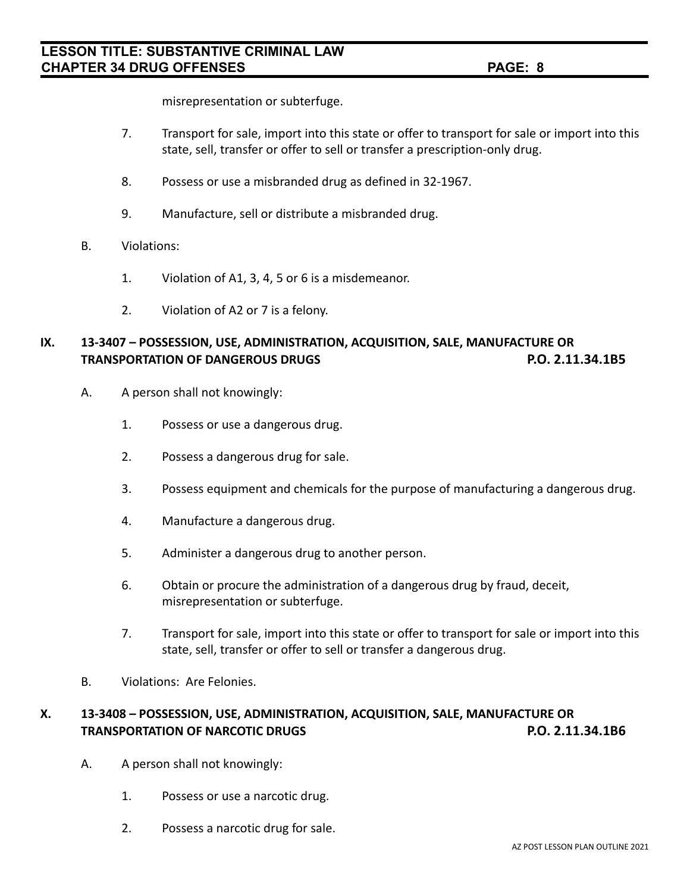misrepresentation or subterfuge.

7. Transport for sale, import into this state or offer to transport for sale or import into this state, sell, transfer or offer to sell or transfer a prescription-only drug.

8. Possess or use a misbranded drug as defined in 32-1967.

9. Manufacture, sell or distribute a misbranded drug.

B. Violations:

1. Violation of A1, 3, 4, 5 or 6 is a misdemeanor.

2. Violation of A2 or 7 is a felony.

## IX. 13-3407 – POSSESSION, USE, ADMINISTRATION, ACQUISITION, SALE, MANUFACTURE OR TRANSPORTATION OF DANGEROUS DRUGS P.O. 2.11.34.1B5

A. A person shall not knowingly:

1. Possess or use a dangerous drug.

2. Possess a dangerous drug for sale.

3. Possess equipment and chemicals for the purpose of manufacturing a dangerous drug.

4. Manufacture a dangerous drug.

5. Administer a dangerous drug to another person.

6. Obtain or procure the administration of a dangerous drug by fraud, deceit, misrepresentation or subterfuge.

7. Transport for sale, import into this state or offer to transport for sale or import into this state, sell, transfer or offer to sell or transfer a dangerous drug.

B. Violations: Are Felonies.

## X. 13-3408 – POSSESSION, USE, ADMINISTRATION, ACQUISITION, SALE, MANUFACTURE OR TRANSPORTATION OF NARCOTIC DRUGS P.O. 2.11.34.1B6

A. A person shall not knowingly:

1. Possess or use a narcotic drug.

2. Possess a narcotic drug for sale.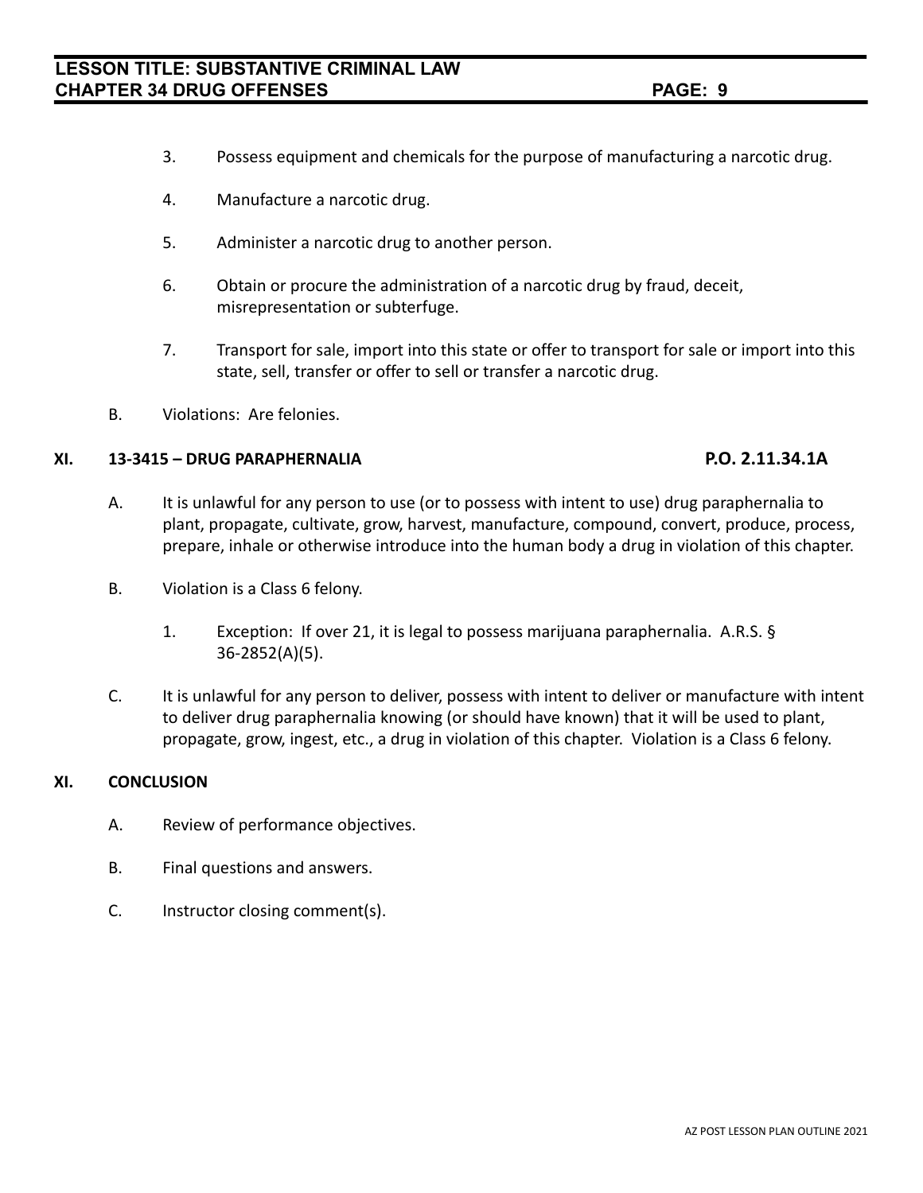3. Possess equipment and chemicals for the purpose of manufacturing a narcotic drug.

4. Manufacture a narcotic drug.

5. Administer a narcotic drug to another person.

6. Obtain or procure the administration of a narcotic drug by fraud, deceit, misrepresentation or subterfuge.

7. Transport for sale, import into this state or offer to transport for sale or import into this state, sell, transfer or offer to sell or transfer a narcotic drug.

B. Violations: Are felonies.

## XI. 13-3415 – DRUG PARAPHERNALIA P.O. 2.11.34.1A

A. It is unlawful for any person to use (or to possess with intent to use) drug paraphernalia to plant, propagate, cultivate, grow, harvest, manufacture, compound, convert, produce, process, prepare, inhale or otherwise introduce into the human body a drug in violation of this chapter.

B. Violation is a Class 6 felony.

1. Exception: If over 21, it is legal to possess marijuana paraphernalia. A.R.S. § 36-2852(A)(5).

C. It is unlawful for any person to deliver, possess with intent to deliver or manufacture with intent to deliver drug paraphernalia knowing (or should have known) that it will be used to plant, propagate, grow, ingest, etc., a drug in violation of this chapter. Violation is a Class 6 felony.

## XI. CONCLUSION

A. Review of performance objectives.

B. Final questions and answers.

C. Instructor closing comment(s).